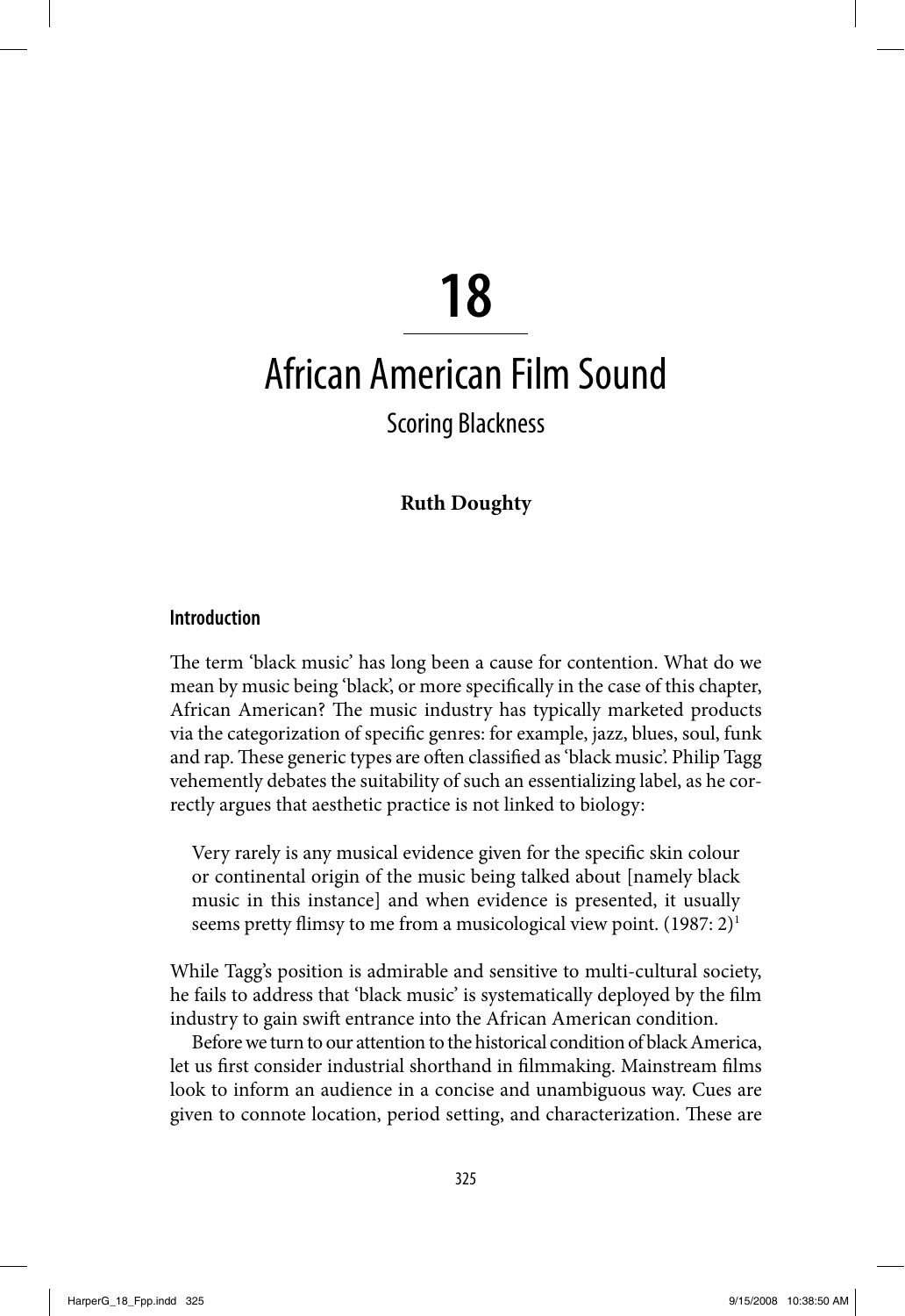# 18

# African American Film Sound

## Scoring Blackness

**Ruth Doughty**

### Introduction

The term 'black music' has long been a cause for contention. What do we mean by music being 'black', or more specifically in the case of this chapter, African American? The music industry has typically marketed products via the categorization of specific genres: for example, jazz, blues, soul, funk and rap. These generic types are often classified as 'black music'. Philip Tagg vehemently debates the suitability of such an essentializing label, as he correctly argues that aesthetic practice is not linked to biology:

> Very rarely is any musical evidence given for the specific skin colour or continental origin of the music being talked about [namely black music in this instance] and when evidence is presented, it usually seems pretty flimsy to me from a musicological view point. (1987: 2)[1]

While Tagg's position is admirable and sensitive to multi-cultural society, he fails to address that 'black music' is systematically deployed by the film industry to gain swift entrance into the African American condition.

Before we turn to our attention to the historical condition of black America, let us first consider industrial shorthand in filmmaking. Mainstream films look to inform an audience in a concise and unambiguous way. Cues are given to connote location, period setting, and characterization. These are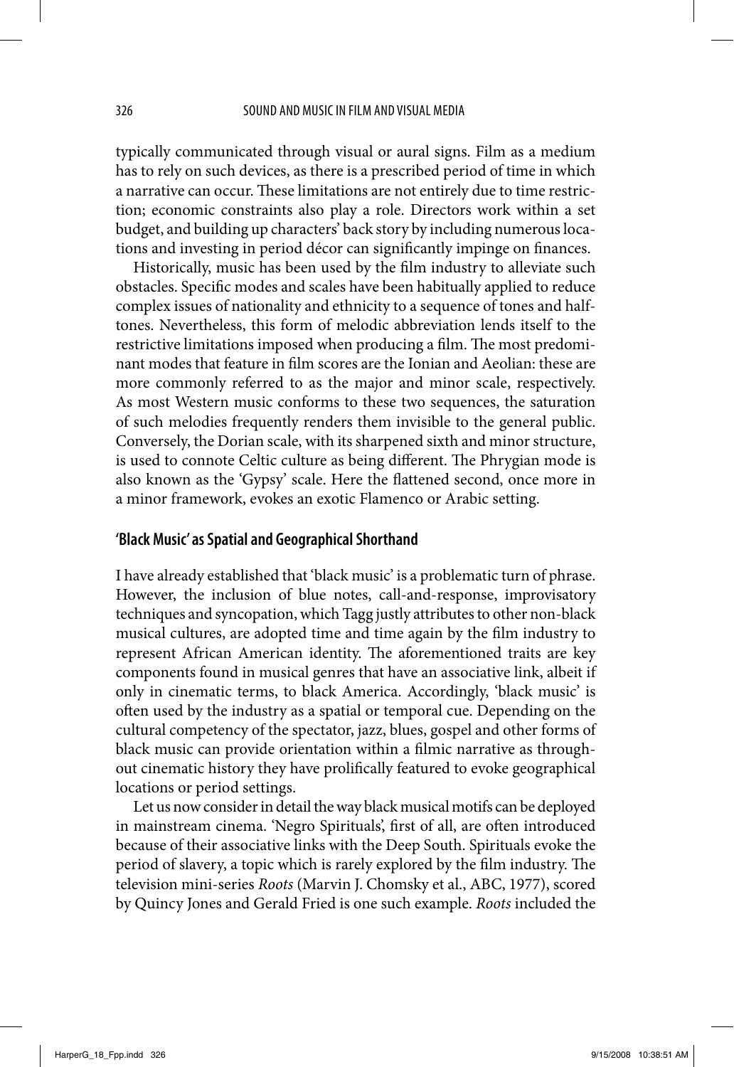typically communicated through visual or aural signs. Film as a medium has to rely on such devices, as there is a prescribed period of time in which a narrative can occur. These limitations are not entirely due to time restriction; economic constraints also play a role. Directors work within a set budget, and building up characters' back story by including numerous locations and investing in period décor can significantly impinge on finances.

Historically, music has been used by the film industry to alleviate such obstacles. Specific modes and scales have been habitually applied to reduce complex issues of nationality and ethnicity to a sequence of tones and halftones. Nevertheless, this form of melodic abbreviation lends itself to the restrictive limitations imposed when producing a film. The most predominant modes that feature in film scores are the Ionian and Aeolian: these are more commonly referred to as the major and minor scale, respectively. As most Western music conforms to these two sequences, the saturation of such melodies frequently renders them invisible to the general public. Conversely, the Dorian scale, with its sharpened sixth and minor structure, is used to connote Celtic culture as being different. The Phrygian mode is also known as the 'Gypsy' scale. Here the flattened second, once more in a minor framework, evokes an exotic Flamenco or Arabic setting.

## 'Black Music' as Spatial and Geographical Shorthand

I have already established that 'black music' is a problematic turn of phrase. However, the inclusion of blue notes, call-and-response, improvisatory techniques and syncopation, which Tagg justly attributes to other non-black musical cultures, are adopted time and time again by the film industry to represent African American identity. The aforementioned traits are key components found in musical genres that have an associative link, albeit if only in cinematic terms, to black America. Accordingly, 'black music' is often used by the industry as a spatial or temporal cue. Depending on the cultural competency of the spectator, jazz, blues, gospel and other forms of black music can provide orientation within a filmic narrative as throughout cinematic history they have prolifically featured to evoke geographical locations or period settings.

Let us now consider in detail the way black musical motifs can be deployed in mainstream cinema. 'Negro Spirituals', first of all, are often introduced because of their associative links with the Deep South. Spirituals evoke the period of slavery, a topic which is rarely explored by the film industry. The television mini-series *Roots* (Marvin J. Chomsky et al., ABC, 1977), scored by Quincy Jones and Gerald Fried is one such example. *Roots* included the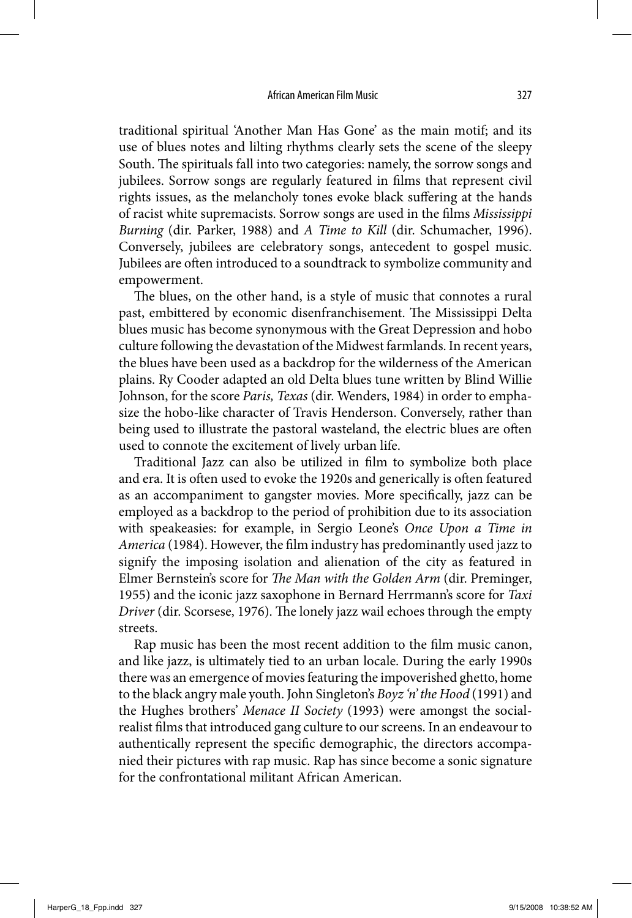traditional spiritual 'Another Man Has Gone' as the main motif; and its use of blues notes and lilting rhythms clearly sets the scene of the sleepy South. The spirituals fall into two categories: namely, the sorrow songs and jubilees. Sorrow songs are regularly featured in films that represent civil rights issues, as the melancholy tones evoke black suffering at the hands of racist white supremacists. Sorrow songs are used in the films *Mississippi Burning* (dir. Parker, 1988) and *A Time to Kill* (dir. Schumacher, 1996). Conversely, jubilees are celebratory songs, antecedent to gospel music. Jubilees are often introduced to a soundtrack to symbolize community and empowerment.

The blues, on the other hand, is a style of music that connotes a rural past, embittered by economic disenfranchisement. The Mississippi Delta blues music has become synonymous with the Great Depression and hobo culture following the devastation of the Midwest farmlands. In recent years, the blues have been used as a backdrop for the wilderness of the American plains. Ry Cooder adapted an old Delta blues tune written by Blind Willie Johnson, for the score *Paris, Texas* (dir. Wenders, 1984) in order to emphasize the hobo-like character of Travis Henderson. Conversely, rather than being used to illustrate the pastoral wasteland, the electric blues are often used to connote the excitement of lively urban life.

Traditional Jazz can also be utilized in film to symbolize both place and era. It is often used to evoke the 1920s and generically is often featured as an accompaniment to gangster movies. More specifically, jazz can be employed as a backdrop to the period of prohibition due to its association with speakeasies: for example, in Sergio Leone's *Once Upon a Time in America* (1984). However, the film industry has predominantly used jazz to signify the imposing isolation and alienation of the city as featured in Elmer Bernstein's score for *The Man with the Golden Arm* (dir. Preminger, 1955) and the iconic jazz saxophone in Bernard Herrmann's score for *Taxi Driver* (dir. Scorsese, 1976). The lonely jazz wail echoes through the empty streets.

Rap music has been the most recent addition to the film music canon, and like jazz, is ultimately tied to an urban locale. During the early 1990s there was an emergence of movies featuring the impoverished ghetto, home to the black angry male youth. John Singleton's *Boyz 'n' the Hood* (1991) and the Hughes brothers' *Menace II Society* (1993) were amongst the social-realist films that introduced gang culture to our screens. In an endeavour to authentically represent the specific demographic, the directors accompanied their pictures with rap music. Rap has since become a sonic signature for the confrontational militant African American.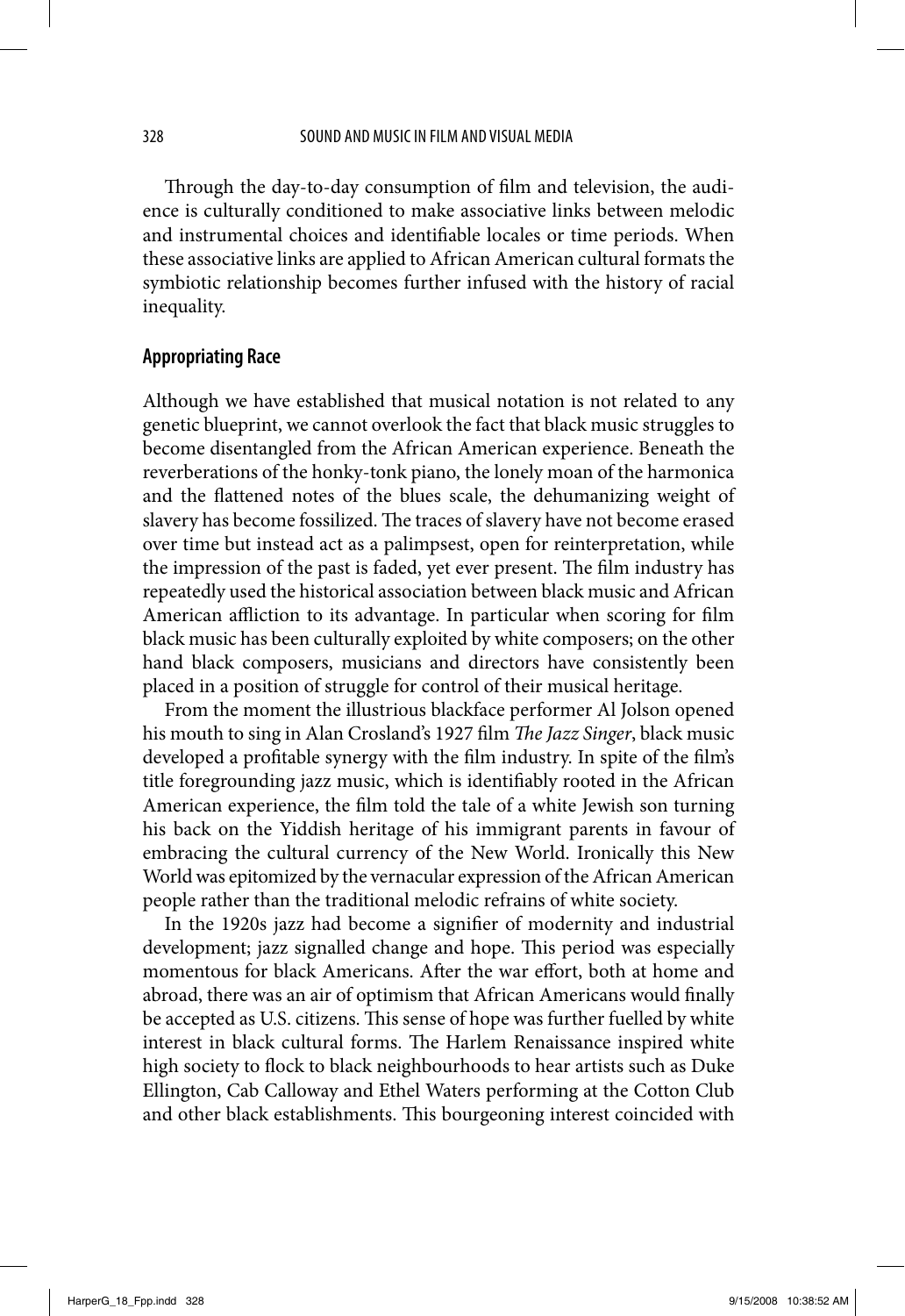Through the day-to-day consumption of film and television, the audience is culturally conditioned to make associative links between melodic and instrumental choices and identifiable locales or time periods. When these associative links are applied to African American cultural formats the symbiotic relationship becomes further infused with the history of racial inequality.

## Appropriating Race

Although we have established that musical notation is not related to any genetic blueprint, we cannot overlook the fact that black music struggles to become disentangled from the African American experience. Beneath the reverberations of the honky-tonk piano, the lonely moan of the harmonica and the flattened notes of the blues scale, the dehumanizing weight of slavery has become fossilized. The traces of slavery have not become erased over time but instead act as a palimpsest, open for reinterpretation, while the impression of the past is faded, yet ever present. The film industry has repeatedly used the historical association between black music and African American affliction to its advantage. In particular when scoring for film black music has been culturally exploited by white composers; on the other hand black composers, musicians and directors have consistently been placed in a position of struggle for control of their musical heritage.

From the moment the illustrious blackface performer Al Jolson opened his mouth to sing in Alan Crosland's 1927 film *The Jazz Singer*, black music developed a profitable synergy with the film industry. In spite of the film's title foregrounding jazz music, which is identifiably rooted in the African American experience, the film told the tale of a white Jewish son turning his back on the Yiddish heritage of his immigrant parents in favour of embracing the cultural currency of the New World. Ironically this New World was epitomized by the vernacular expression of the African American people rather than the traditional melodic refrains of white society.

In the 1920s jazz had become a signifier of modernity and industrial development; jazz signalled change and hope. This period was especially momentous for black Americans. After the war effort, both at home and abroad, there was an air of optimism that African Americans would finally be accepted as U.S. citizens. This sense of hope was further fuelled by white interest in black cultural forms. The Harlem Renaissance inspired white high society to flock to black neighbourhoods to hear artists such as Duke Ellington, Cab Calloway and Ethel Waters performing at the Cotton Club and other black establishments. This bourgeoning interest coincided with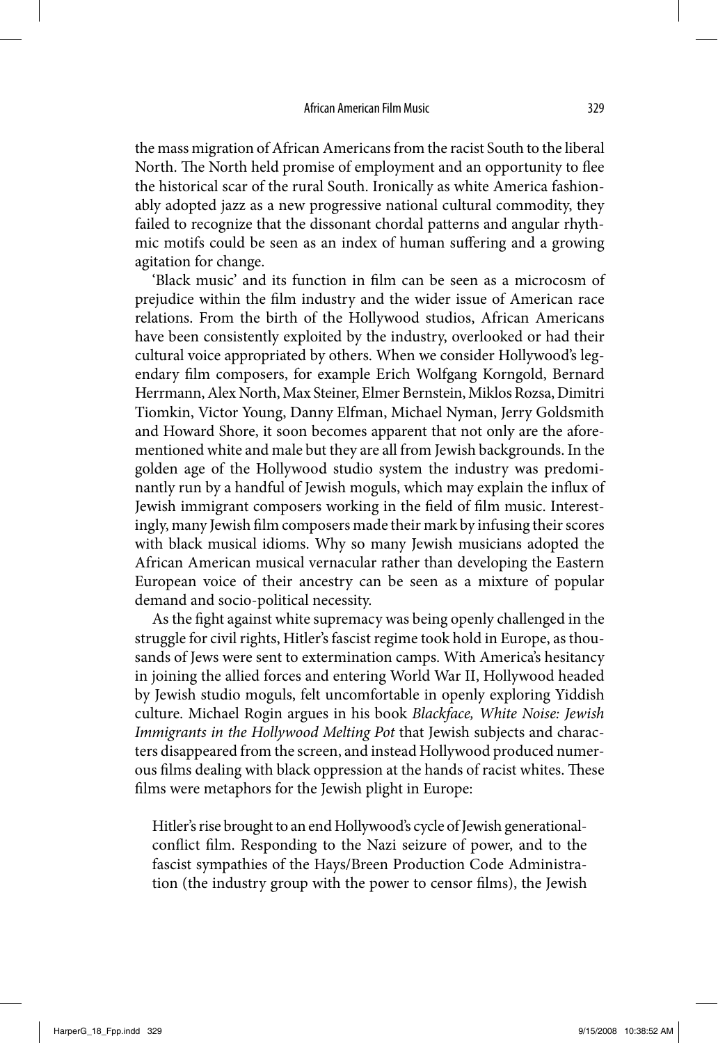the mass migration of African Americans from the racist South to the liberal North. The North held promise of employment and an opportunity to flee the historical scar of the rural South. Ironically as white America fashionably adopted jazz as a new progressive national cultural commodity, they failed to recognize that the dissonant chordal patterns and angular rhythmic motifs could be seen as an index of human suffering and a growing agitation for change.

'Black music' and its function in film can be seen as a microcosm of prejudice within the film industry and the wider issue of American race relations. From the birth of the Hollywood studios, African Americans have been consistently exploited by the industry, overlooked or had their cultural voice appropriated by others. When we consider Hollywood's legendary film composers, for example Erich Wolfgang Korngold, Bernard Herrmann, Alex North, Max Steiner, Elmer Bernstein, Miklos Rozsa, Dimitri Tiomkin, Victor Young, Danny Elfman, Michael Nyman, Jerry Goldsmith and Howard Shore, it soon becomes apparent that not only are the aforementioned white and male but they are all from Jewish backgrounds. In the golden age of the Hollywood studio system the industry was predominantly run by a handful of Jewish moguls, which may explain the influx of Jewish immigrant composers working in the field of film music. Interestingly, many Jewish film composers made their mark by infusing their scores with black musical idioms. Why so many Jewish musicians adopted the African American musical vernacular rather than developing the Eastern European voice of their ancestry can be seen as a mixture of popular demand and socio-political necessity.

As the fight against white supremacy was being openly challenged in the struggle for civil rights, Hitler's fascist regime took hold in Europe, as thousands of Jews were sent to extermination camps. With America's hesitancy in joining the allied forces and entering World War II, Hollywood headed by Jewish studio moguls, felt uncomfortable in openly exploring Yiddish culture. Michael Rogin argues in his book *Blackface, White Noise: Jewish Immigrants in the Hollywood Melting Pot* that Jewish subjects and characters disappeared from the screen, and instead Hollywood produced numerous films dealing with black oppression at the hands of racist whites. These films were metaphors for the Jewish plight in Europe:

> Hitler's rise brought to an end Hollywood's cycle of Jewish generational-conflict film. Responding to the Nazi seizure of power, and to the fascist sympathies of the Hays/Breen Production Code Administration (the industry group with the power to censor films), the Jewish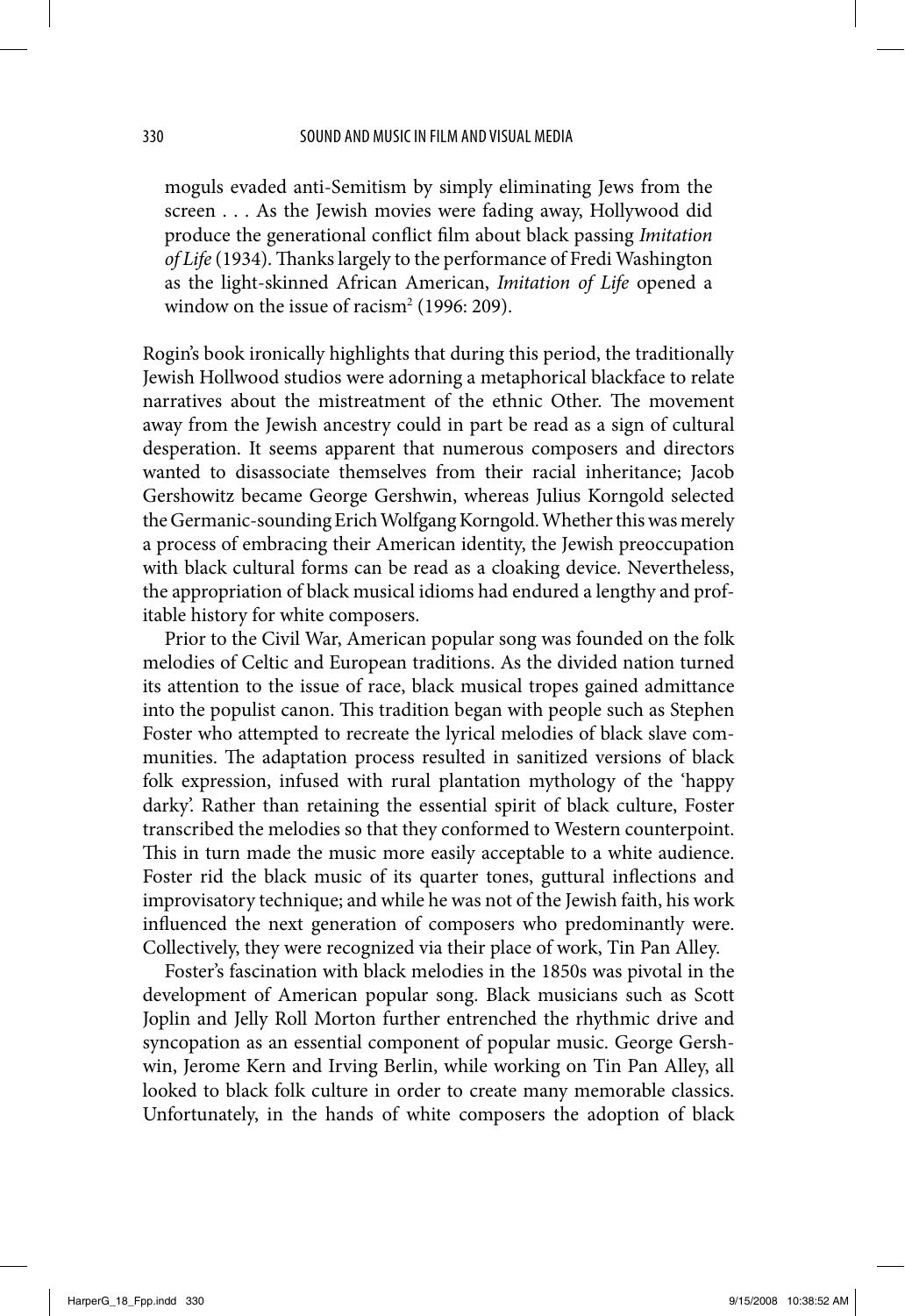moguls evaded anti-Semitism by simply eliminating Jews from the screen . . . As the Jewish movies were fading away, Hollywood did produce the generational conflict film about black passing *Imitation of Life* (1934). Thanks largely to the performance of Fredi Washington as the light-skinned African American, *Imitation of Life* opened a window on the issue of racism[2] (1996: 209).

Rogin's book ironically highlights that during this period, the traditionally Jewish Hollwood studios were adorning a metaphorical blackface to relate narratives about the mistreatment of the ethnic Other. The movement away from the Jewish ancestry could in part be read as a sign of cultural desperation. It seems apparent that numerous composers and directors wanted to disassociate themselves from their racial inheritance; Jacob Gershowitz became George Gershwin, whereas Julius Korngold selected the Germanic-sounding Erich Wolfgang Korngold. Whether this was merely a process of embracing their American identity, the Jewish preoccupation with black cultural forms can be read as a cloaking device. Nevertheless, the appropriation of black musical idioms had endured a lengthy and profitable history for white composers.

Prior to the Civil War, American popular song was founded on the folk melodies of Celtic and European traditions. As the divided nation turned its attention to the issue of race, black musical tropes gained admittance into the populist canon. This tradition began with people such as Stephen Foster who attempted to recreate the lyrical melodies of black slave communities. The adaptation process resulted in sanitized versions of black folk expression, infused with rural plantation mythology of the 'happy darky'. Rather than retaining the essential spirit of black culture, Foster transcribed the melodies so that they conformed to Western counterpoint. This in turn made the music more easily acceptable to a white audience. Foster rid the black music of its quarter tones, guttural inflections and improvisatory technique; and while he was not of the Jewish faith, his work influenced the next generation of composers who predominantly were. Collectively, they were recognized via their place of work, Tin Pan Alley.

Foster's fascination with black melodies in the 1850s was pivotal in the development of American popular song. Black musicians such as Scott Joplin and Jelly Roll Morton further entrenched the rhythmic drive and syncopation as an essential component of popular music. George Gershwin, Jerome Kern and Irving Berlin, while working on Tin Pan Alley, all looked to black folk culture in order to create many memorable classics. Unfortunately, in the hands of white composers the adoption of black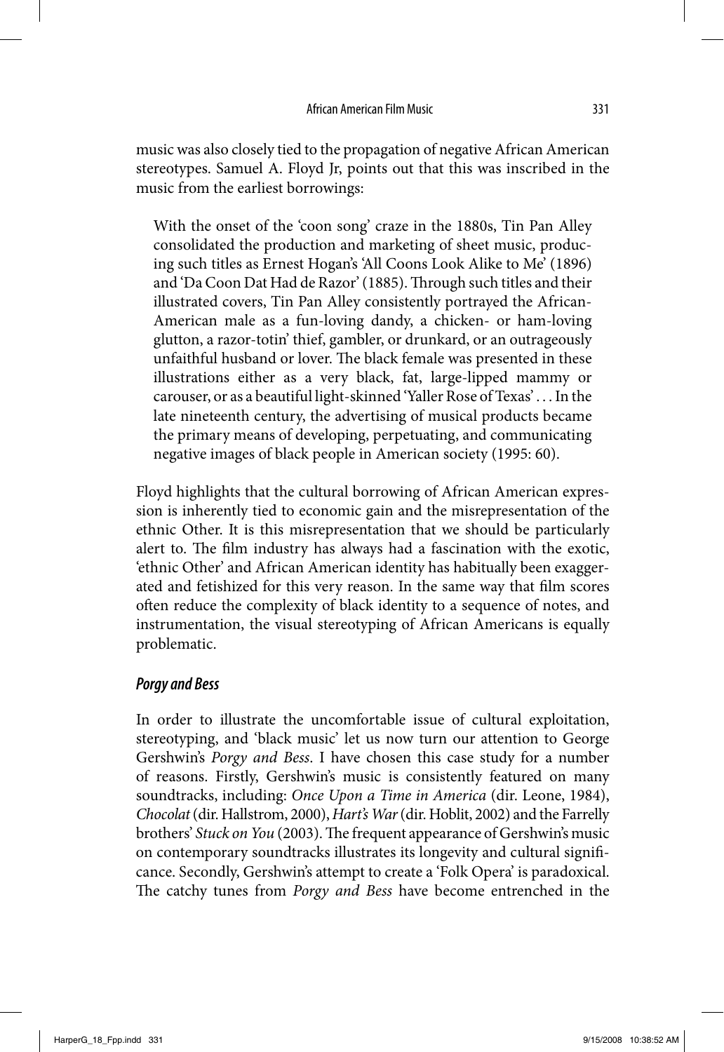music was also closely tied to the propagation of negative African American stereotypes. Samuel A. Floyd Jr, points out that this was inscribed in the music from the earliest borrowings:

> With the onset of the 'coon song' craze in the 1880s, Tin Pan Alley consolidated the production and marketing of sheet music, producing such titles as Ernest Hogan's 'All Coons Look Alike to Me' (1896) and 'Da Coon Dat Had de Razor' (1885). Through such titles and their illustrated covers, Tin Pan Alley consistently portrayed the African-American male as a fun-loving dandy, a chicken- or ham-loving glutton, a razor-totin' thief, gambler, or drunkard, or an outrageously unfaithful husband or lover. The black female was presented in these illustrations either as a very black, fat, large-lipped mammy or carouser, or as a beautiful light-skinned 'Yaller Rose of Texas' . . . In the late nineteenth century, the advertising of musical products became the primary means of developing, perpetuating, and communicating negative images of black people in American society (1995: 60).

Floyd highlights that the cultural borrowing of African American expression is inherently tied to economic gain and the misrepresentation of the ethnic Other. It is this misrepresentation that we should be particularly alert to. The film industry has always had a fascination with the exotic, 'ethnic Other' and African American identity has habitually been exaggerated and fetishized for this very reason. In the same way that film scores often reduce the complexity of black identity to a sequence of notes, and instrumentation, the visual stereotyping of African Americans is equally problematic.

### *Porgy and Bess*

In order to illustrate the uncomfortable issue of cultural exploitation, stereotyping, and 'black music' let us now turn our attention to George Gershwin's *Porgy and Bess*. I have chosen this case study for a number of reasons. Firstly, Gershwin's music is consistently featured on many soundtracks, including: *Once Upon a Time in America* (dir. Leone, 1984), *Chocolat* (dir. Hallstrom, 2000), *Hart's War* (dir. Hoblit, 2002) and the Farrelly brothers' *Stuck on You* (2003). The frequent appearance of Gershwin's music on contemporary soundtracks illustrates its longevity and cultural significance. Secondly, Gershwin's attempt to create a 'Folk Opera' is paradoxical. The catchy tunes from *Porgy and Bess* have become entrenched in the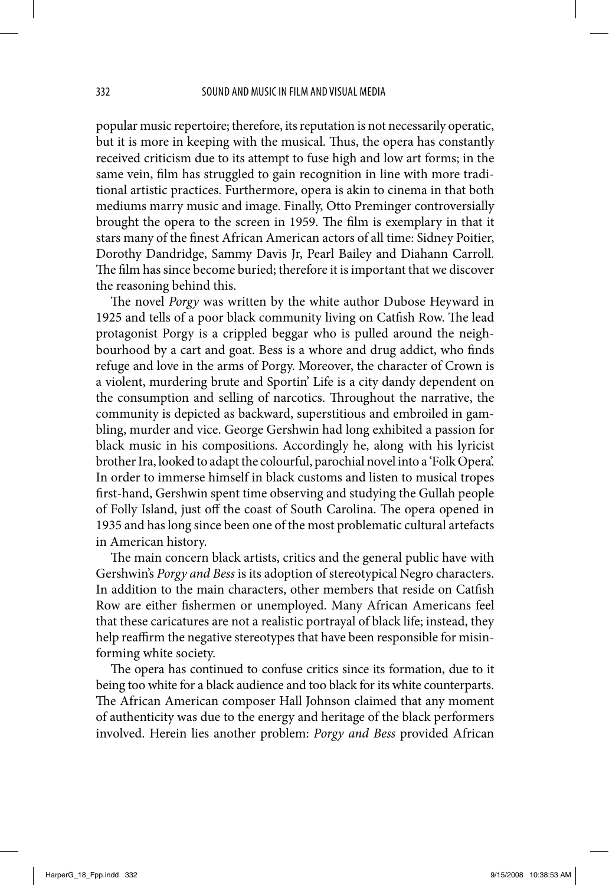popular music repertoire; therefore, its reputation is not necessarily operatic, but it is more in keeping with the musical. Thus, the opera has constantly received criticism due to its attempt to fuse high and low art forms; in the same vein, film has struggled to gain recognition in line with more traditional artistic practices. Furthermore, opera is akin to cinema in that both mediums marry music and image. Finally, Otto Preminger controversially brought the opera to the screen in 1959. The film is exemplary in that it stars many of the finest African American actors of all time: Sidney Poitier, Dorothy Dandridge, Sammy Davis Jr, Pearl Bailey and Diahann Carroll. The film has since become buried; therefore it is important that we discover the reasoning behind this.

The novel *Porgy* was written by the white author Dubose Heyward in 1925 and tells of a poor black community living on Catfish Row. The lead protagonist Porgy is a crippled beggar who is pulled around the neighbourhood by a cart and goat. Bess is a whore and drug addict, who finds refuge and love in the arms of Porgy. Moreover, the character of Crown is a violent, murdering brute and Sportin' Life is a city dandy dependent on the consumption and selling of narcotics. Throughout the narrative, the community is depicted as backward, superstitious and embroiled in gambling, murder and vice. George Gershwin had long exhibited a passion for black music in his compositions. Accordingly he, along with his lyricist brother Ira, looked to adapt the colourful, parochial novel into a 'Folk Opera'. In order to immerse himself in black customs and listen to musical tropes first-hand, Gershwin spent time observing and studying the Gullah people of Folly Island, just off the coast of South Carolina. The opera opened in 1935 and has long since been one of the most problematic cultural artefacts in American history.

The main concern black artists, critics and the general public have with Gershwin's *Porgy and Bess* is its adoption of stereotypical Negro characters. In addition to the main characters, other members that reside on Catfish Row are either fishermen or unemployed. Many African Americans feel that these caricatures are not a realistic portrayal of black life; instead, they help reaffirm the negative stereotypes that have been responsible for misinforming white society.

The opera has continued to confuse critics since its formation, due to it being too white for a black audience and too black for its white counterparts. The African American composer Hall Johnson claimed that any moment of authenticity was due to the energy and heritage of the black performers involved. Herein lies another problem: *Porgy and Bess* provided African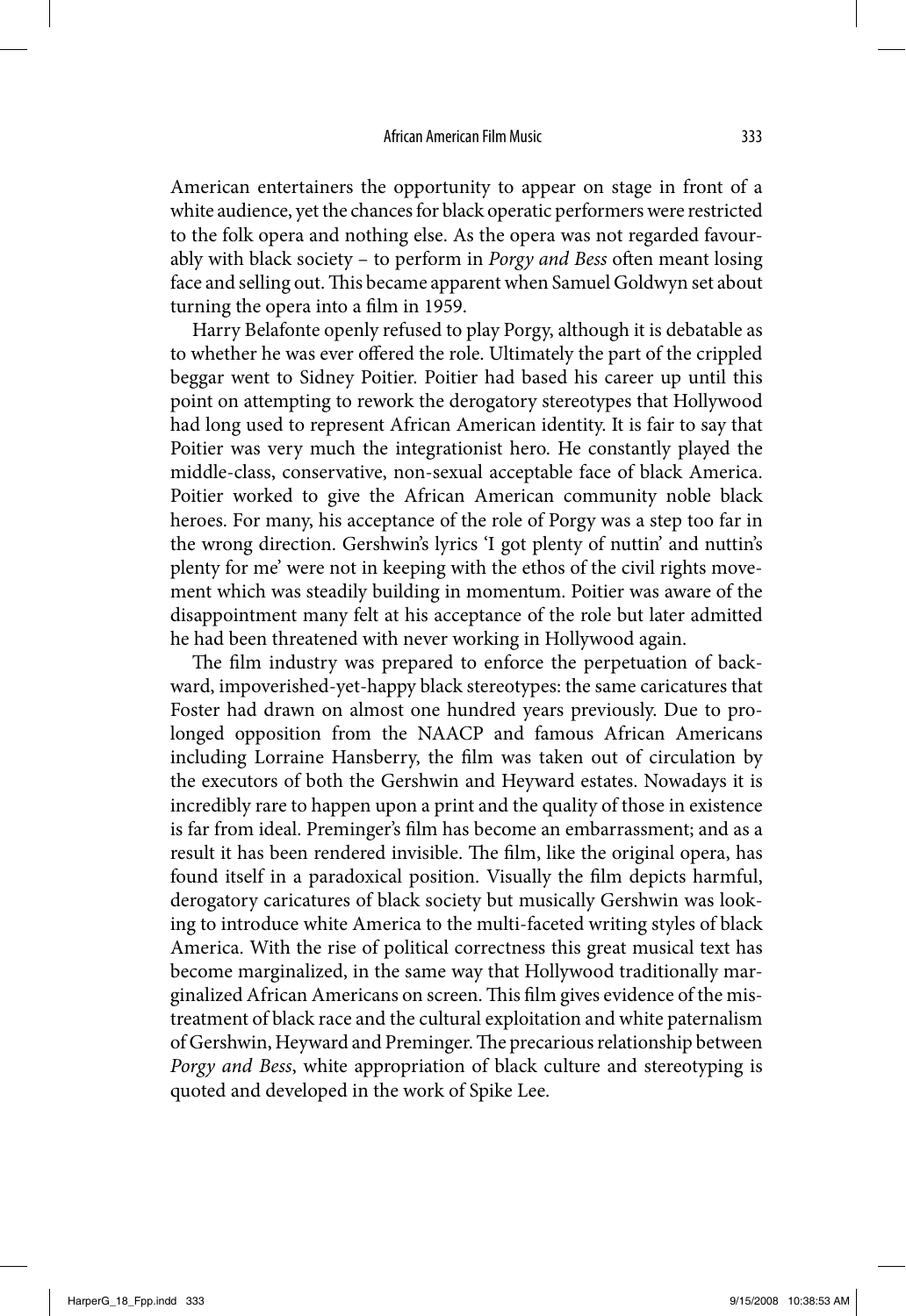American entertainers the opportunity to appear on stage in front of a white audience, yet the chances for black operatic performers were restricted to the folk opera and nothing else. As the opera was not regarded favourably with black society – to perform in *Porgy and Bess* often meant losing face and selling out. This became apparent when Samuel Goldwyn set about turning the opera into a film in 1959.

Harry Belafonte openly refused to play Porgy, although it is debatable as to whether he was ever offered the role. Ultimately the part of the crippled beggar went to Sidney Poitier. Poitier had based his career up until this point on attempting to rework the derogatory stereotypes that Hollywood had long used to represent African American identity. It is fair to say that Poitier was very much the integrationist hero. He constantly played the middle-class, conservative, non-sexual acceptable face of black America. Poitier worked to give the African American community noble black heroes. For many, his acceptance of the role of Porgy was a step too far in the wrong direction. Gershwin's lyrics 'I got plenty of nuttin' and nuttin's plenty for me' were not in keeping with the ethos of the civil rights movement which was steadily building in momentum. Poitier was aware of the disappointment many felt at his acceptance of the role but later admitted he had been threatened with never working in Hollywood again.

The film industry was prepared to enforce the perpetuation of backward, impoverished-yet-happy black stereotypes: the same caricatures that Foster had drawn on almost one hundred years previously. Due to prolonged opposition from the NAACP and famous African Americans including Lorraine Hansberry, the film was taken out of circulation by the executors of both the Gershwin and Heyward estates. Nowadays it is incredibly rare to happen upon a print and the quality of those in existence is far from ideal. Preminger's film has become an embarrassment; and as a result it has been rendered invisible. The film, like the original opera, has found itself in a paradoxical position. Visually the film depicts harmful, derogatory caricatures of black society but musically Gershwin was looking to introduce white America to the multi-faceted writing styles of black America. With the rise of political correctness this great musical text has become marginalized, in the same way that Hollywood traditionally marginalized African Americans on screen. This film gives evidence of the mistreatment of black race and the cultural exploitation and white paternalism of Gershwin, Heyward and Preminger. The precarious relationship between *Porgy and Bess*, white appropriation of black culture and stereotyping is quoted and developed in the work of Spike Lee.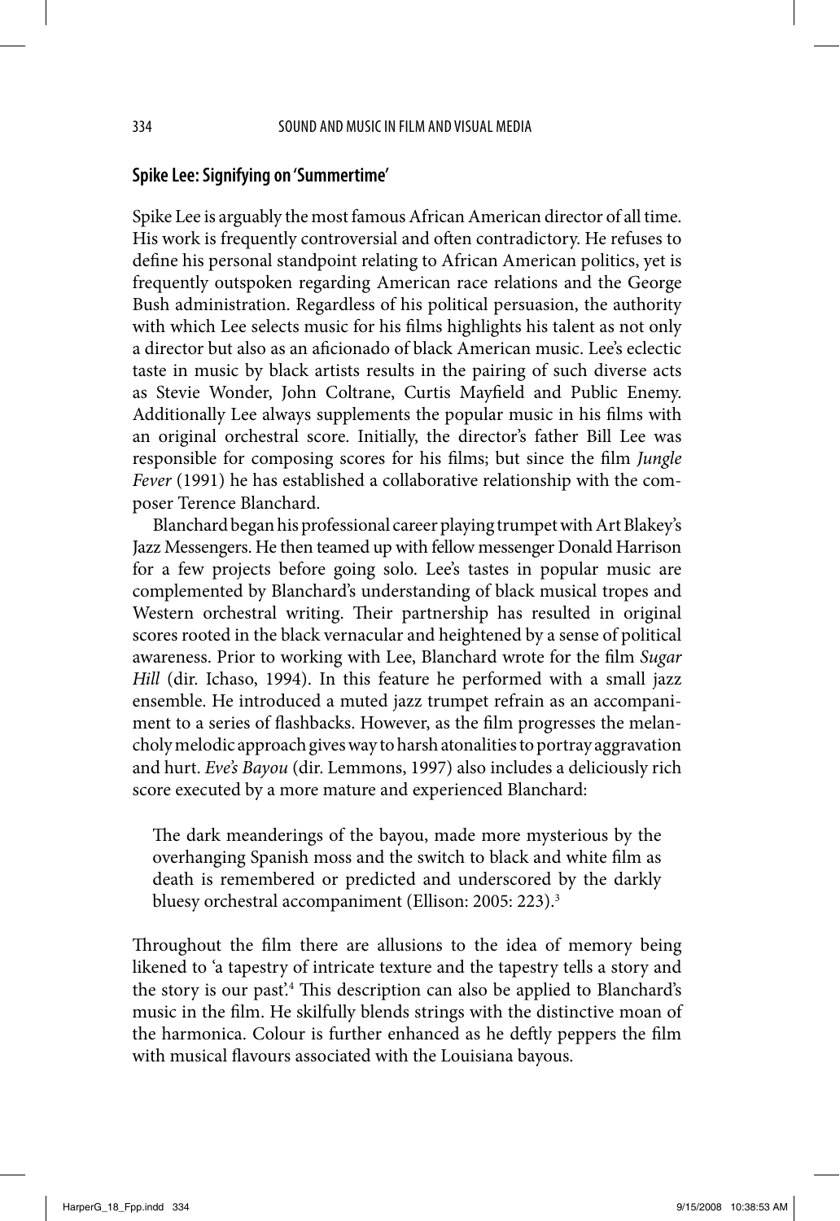### Spike Lee: Signifying on 'Summertime'

Spike Lee is arguably the most famous African American director of all time. His work is frequently controversial and often contradictory. He refuses to define his personal standpoint relating to African American politics, yet is frequently outspoken regarding American race relations and the George Bush administration. Regardless of his political persuasion, the authority with which Lee selects music for his films highlights his talent as not only a director but also as an aficionado of black American music. Lee's eclectic taste in music by black artists results in the pairing of such diverse acts as Stevie Wonder, John Coltrane, Curtis Mayfield and Public Enemy. Additionally Lee always supplements the popular music in his films with an original orchestral score. Initially, the director's father Bill Lee was responsible for composing scores for his films; but since the film *Jungle Fever* (1991) he has established a collaborative relationship with the composer Terence Blanchard.

Blanchard began his professional career playing trumpet with Art Blakey's Jazz Messengers. He then teamed up with fellow messenger Donald Harrison for a few projects before going solo. Lee's tastes in popular music are complemented by Blanchard's understanding of black musical tropes and Western orchestral writing. Their partnership has resulted in original scores rooted in the black vernacular and heightened by a sense of political awareness. Prior to working with Lee, Blanchard wrote for the film *Sugar Hill* (dir. Ichaso, 1994). In this feature he performed with a small jazz ensemble. He introduced a muted jazz trumpet refrain as an accompaniment to a series of flashbacks. However, as the film progresses the melancholy melodic approach gives way to harsh atonalities to portray aggravation and hurt. *Eve's Bayou* (dir. Lemmons, 1997) also includes a deliciously rich score executed by a more mature and experienced Blanchard:

> The dark meanderings of the bayou, made more mysterious by the overhanging Spanish moss and the switch to black and white film as death is remembered or predicted and underscored by the darkly bluesy orchestral accompaniment (Ellison: 2005: 223).[3]

Throughout the film there are allusions to the idea of memory being likened to 'a tapestry of intricate texture and the tapestry tells a story and the story is our past'.[4] This description can also be applied to Blanchard's music in the film. He skilfully blends strings with the distinctive moan of the harmonica. Colour is further enhanced as he deftly peppers the film with musical flavours associated with the Louisiana bayous.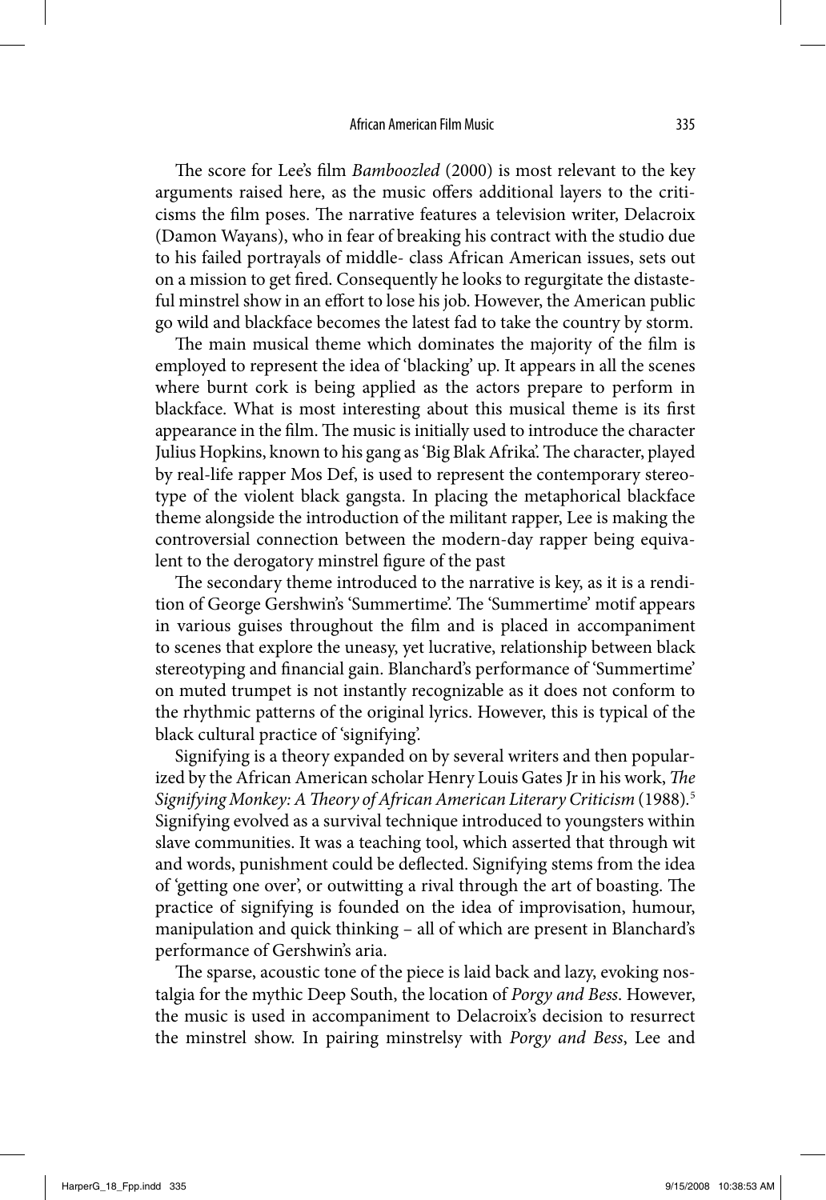The score for Lee's film *Bamboozled* (2000) is most relevant to the key arguments raised here, as the music offers additional layers to the criticisms the film poses. The narrative features a television writer, Delacroix (Damon Wayans), who in fear of breaking his contract with the studio due to his failed portrayals of middle- class African American issues, sets out on a mission to get fired. Consequently he looks to regurgitate the distasteful minstrel show in an effort to lose his job. However, the American public go wild and blackface becomes the latest fad to take the country by storm.

The main musical theme which dominates the majority of the film is employed to represent the idea of 'blacking' up. It appears in all the scenes where burnt cork is being applied as the actors prepare to perform in blackface. What is most interesting about this musical theme is its first appearance in the film. The music is initially used to introduce the character Julius Hopkins, known to his gang as 'Big Blak Afrika'. The character, played by real-life rapper Mos Def, is used to represent the contemporary stereotype of the violent black gangsta. In placing the metaphorical blackface theme alongside the introduction of the militant rapper, Lee is making the controversial connection between the modern-day rapper being equivalent to the derogatory minstrel figure of the past

The secondary theme introduced to the narrative is key, as it is a rendition of George Gershwin's 'Summertime'. The 'Summertime' motif appears in various guises throughout the film and is placed in accompaniment to scenes that explore the uneasy, yet lucrative, relationship between black stereotyping and financial gain. Blanchard's performance of 'Summertime' on muted trumpet is not instantly recognizable as it does not conform to the rhythmic patterns of the original lyrics. However, this is typical of the black cultural practice of 'signifying'.

Signifying is a theory expanded on by several writers and then popularized by the African American scholar Henry Louis Gates Jr in his work, *The Signifying Monkey: A Theory of African American Literary Criticism* (1988).[5] Signifying evolved as a survival technique introduced to youngsters within slave communities. It was a teaching tool, which asserted that through wit and words, punishment could be deflected. Signifying stems from the idea of 'getting one over', or outwitting a rival through the art of boasting. The practice of signifying is founded on the idea of improvisation, humour, manipulation and quick thinking – all of which are present in Blanchard's performance of Gershwin's aria.

The sparse, acoustic tone of the piece is laid back and lazy, evoking nostalgia for the mythic Deep South, the location of *Porgy and Bess*. However, the music is used in accompaniment to Delacroix's decision to resurrect the minstrel show. In pairing minstrelsy with *Porgy and Bess*, Lee and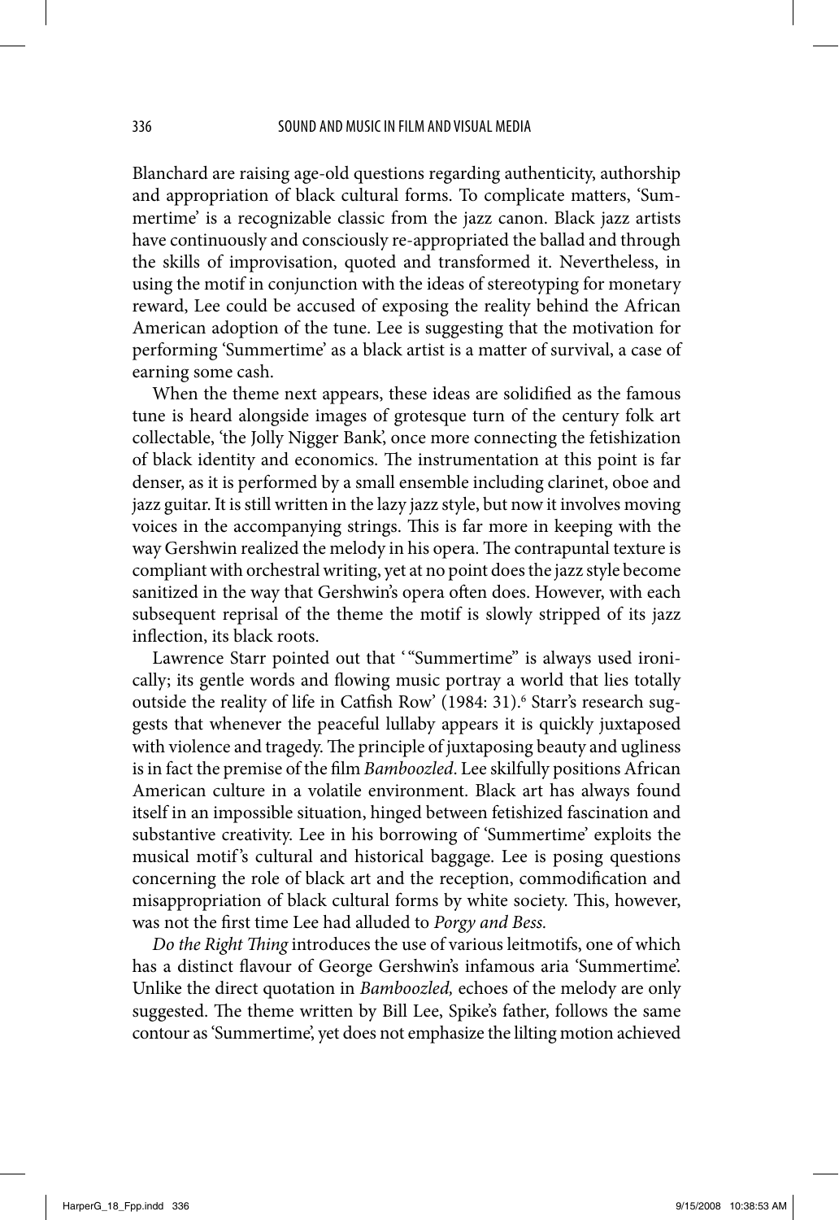Blanchard are raising age-old questions regarding authenticity, authorship and appropriation of black cultural forms. To complicate matters, 'Summertime' is a recognizable classic from the jazz canon. Black jazz artists have continuously and consciously re-appropriated the ballad and through the skills of improvisation, quoted and transformed it. Nevertheless, in using the motif in conjunction with the ideas of stereotyping for monetary reward, Lee could be accused of exposing the reality behind the African American adoption of the tune. Lee is suggesting that the motivation for performing 'Summertime' as a black artist is a matter of survival, a case of earning some cash.

When the theme next appears, these ideas are solidified as the famous tune is heard alongside images of grotesque turn of the century folk art collectable, 'the Jolly Nigger Bank', once more connecting the fetishization of black identity and economics. The instrumentation at this point is far denser, as it is performed by a small ensemble including clarinet, oboe and jazz guitar. It is still written in the lazy jazz style, but now it involves moving voices in the accompanying strings. This is far more in keeping with the way Gershwin realized the melody in his opera. The contrapuntal texture is compliant with orchestral writing, yet at no point does the jazz style become sanitized in the way that Gershwin's opera often does. However, with each subsequent reprisal of the theme the motif is slowly stripped of its jazz inflection, its black roots.

Lawrence Starr pointed out that '"Summertime" is always used ironically; its gentle words and flowing music portray a world that lies totally outside the reality of life in Catfish Row' (1984: 31).[6] Starr's research suggests that whenever the peaceful lullaby appears it is quickly juxtaposed with violence and tragedy. The principle of juxtaposing beauty and ugliness is in fact the premise of the film *Bamboozled*. Lee skilfully positions African American culture in a volatile environment. Black art has always found itself in an impossible situation, hinged between fetishized fascination and substantive creativity. Lee in his borrowing of 'Summertime' exploits the musical motif's cultural and historical baggage. Lee is posing questions concerning the role of black art and the reception, commodification and misappropriation of black cultural forms by white society. This, however, was not the first time Lee had alluded to *Porgy and Bess*.

*Do the Right Thing* introduces the use of various leitmotifs, one of which has a distinct flavour of George Gershwin's infamous aria 'Summertime'. Unlike the direct quotation in *Bamboozled,* echoes of the melody are only suggested. The theme written by Bill Lee, Spike's father, follows the same contour as 'Summertime', yet does not emphasize the lilting motion achieved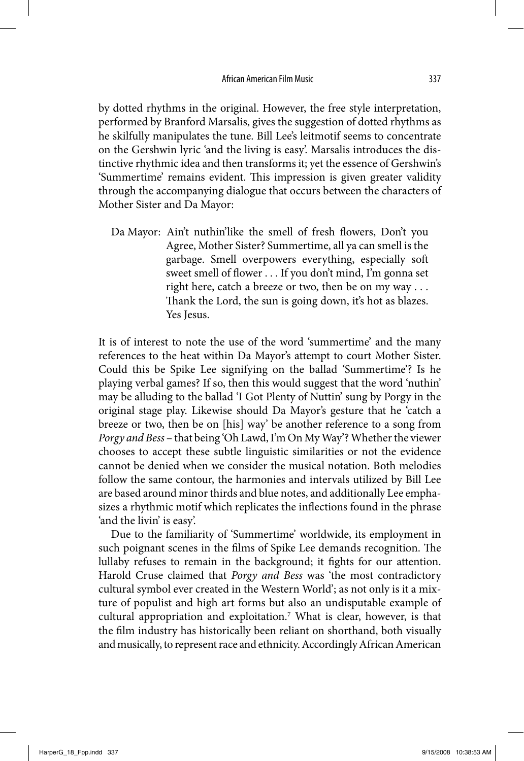by dotted rhythms in the original. However, the free style interpretation, performed by Branford Marsalis, gives the suggestion of dotted rhythms as he skilfully manipulates the tune. Bill Lee's leitmotif seems to concentrate on the Gershwin lyric 'and the living is easy'. Marsalis introduces the distinctive rhythmic idea and then transforms it; yet the essence of Gershwin's 'Summertime' remains evident. This impression is given greater validity through the accompanying dialogue that occurs between the characters of Mother Sister and Da Mayor:

> Da Mayor: Ain't nuthin'like the smell of fresh flowers, Don't you Agree, Mother Sister? Summertime, all ya can smell is the garbage. Smell overpowers everything, especially soft sweet smell of flower . . . If you don't mind, I'm gonna set right here, catch a breeze or two, then be on my way . . . Thank the Lord, the sun is going down, it's hot as blazes. Yes Jesus.

It is of interest to note the use of the word 'summertime' and the many references to the heat within Da Mayor's attempt to court Mother Sister. Could this be Spike Lee signifying on the ballad 'Summertime'? Is he playing verbal games? If so, then this would suggest that the word 'nuthin' may be alluding to the ballad 'I Got Plenty of Nuttin' sung by Porgy in the original stage play. Likewise should Da Mayor's gesture that he 'catch a breeze or two, then be on [his] way' be another reference to a song from *Porgy and Bess* – that being 'Oh Lawd, I'm On My Way'? Whether the viewer chooses to accept these subtle linguistic similarities or not the evidence cannot be denied when we consider the musical notation. Both melodies follow the same contour, the harmonies and intervals utilized by Bill Lee are based around minor thirds and blue notes, and additionally Lee emphasizes a rhythmic motif which replicates the inflections found in the phrase 'and the livin' is easy'.

Due to the familiarity of 'Summertime' worldwide, its employment in such poignant scenes in the films of Spike Lee demands recognition. The lullaby refuses to remain in the background; it fights for our attention. Harold Cruse claimed that *Porgy and Bess* was 'the most contradictory cultural symbol ever created in the Western World'; as not only is it a mixture of populist and high art forms but also an undisputable example of cultural appropriation and exploitation.[7] What is clear, however, is that the film industry has historically been reliant on shorthand, both visually and musically, to represent race and ethnicity. Accordingly African American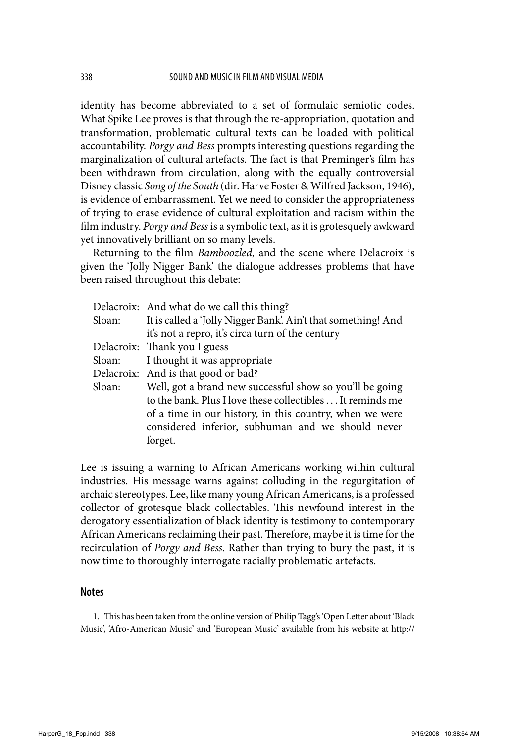identity has become abbreviated to a set of formulaic semiotic codes. What Spike Lee proves is that through the re-appropriation, quotation and transformation, problematic cultural texts can be loaded with political accountability. *Porgy and Bess* prompts interesting questions regarding the marginalization of cultural artefacts. The fact is that Preminger's film has been withdrawn from circulation, along with the equally controversial Disney classic *Song of the South* (dir. Harve Foster & Wilfred Jackson, 1946), is evidence of embarrassment. Yet we need to consider the appropriateness of trying to erase evidence of cultural exploitation and racism within the film industry. *Porgy and Bess* is a symbolic text, as it is grotesquely awkward yet innovatively brilliant on so many levels.

Returning to the film *Bamboozled*, and the scene where Delacroix is given the 'Jolly Nigger Bank' the dialogue addresses problems that have been raised throughout this debate:

| | |
|---|---|
| Delacroix: | And what do we call this thing? |
| Sloan: | It is called a 'Jolly Nigger Bank'. Ain't that something! And it's not a repro, it's circa turn of the century |
| Delacroix: | Thank you I guess |
| Sloan: | I thought it was appropriate |
| Delacroix: | And is that good or bad? |
| Sloan: | Well, got a brand new successful show so you'll be going to the bank. Plus I love these collectibles . . . It reminds me of a time in our history, in this country, when we were considered inferior, subhuman and we should never forget. |

Lee is issuing a warning to African Americans working within cultural industries. His message warns against colluding in the regurgitation of archaic stereotypes. Lee, like many young African Americans, is a professed collector of grotesque black collectables. This newfound interest in the derogatory essentialization of black identity is testimony to contemporary African Americans reclaiming their past. Therefore, maybe it is time for the recirculation of *Porgy and Bess*. Rather than trying to bury the past, it is now time to thoroughly interrogate racially problematic artefacts.

## Notes

1. This has been taken from the online version of Philip Tagg's 'Open Letter about 'Black Music', 'Afro-American Music' and 'European Music' available from his website at http://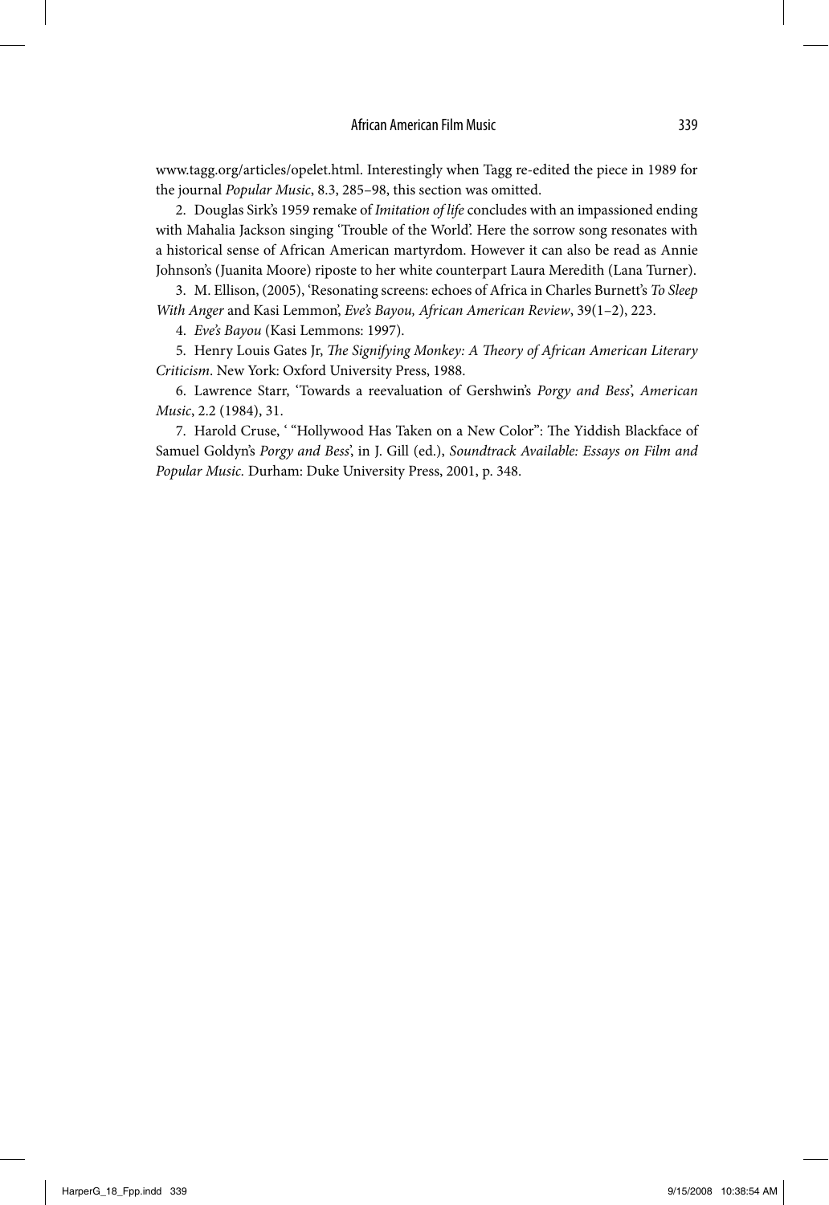www.tagg.org/articles/opelet.html. Interestingly when Tagg re-edited the piece in 1989 for the journal *Popular Music*, 8.3, 285–98, this section was omitted.

2. Douglas Sirk's 1959 remake of *Imitation of life* concludes with an impassioned ending with Mahalia Jackson singing 'Trouble of the World'. Here the sorrow song resonates with a historical sense of African American martyrdom. However it can also be read as Annie Johnson's (Juanita Moore) riposte to her white counterpart Laura Meredith (Lana Turner).

3. M. Ellison, (2005), 'Resonating screens: echoes of Africa in Charles Burnett's *To Sleep With Anger* and Kasi Lemmon', *Eve's Bayou, African American Review*, 39(1–2), 223.

4. *Eve's Bayou* (Kasi Lemmons: 1997).

5. Henry Louis Gates Jr, *The Signifying Monkey: A Theory of African American Literary Criticism*. New York: Oxford University Press, 1988.

6. Lawrence Starr, 'Towards a reevaluation of Gershwin's *Porgy and Bess*', *American Music*, 2.2 (1984), 31.

7. Harold Cruse, ' "Hollywood Has Taken on a New Color": The Yiddish Blackface of Samuel Goldyn's *Porgy and Bess*', in J. Gill (ed.), *Soundtrack Available: Essays on Film and Popular Music*. Durham: Duke University Press, 2001, p. 348.